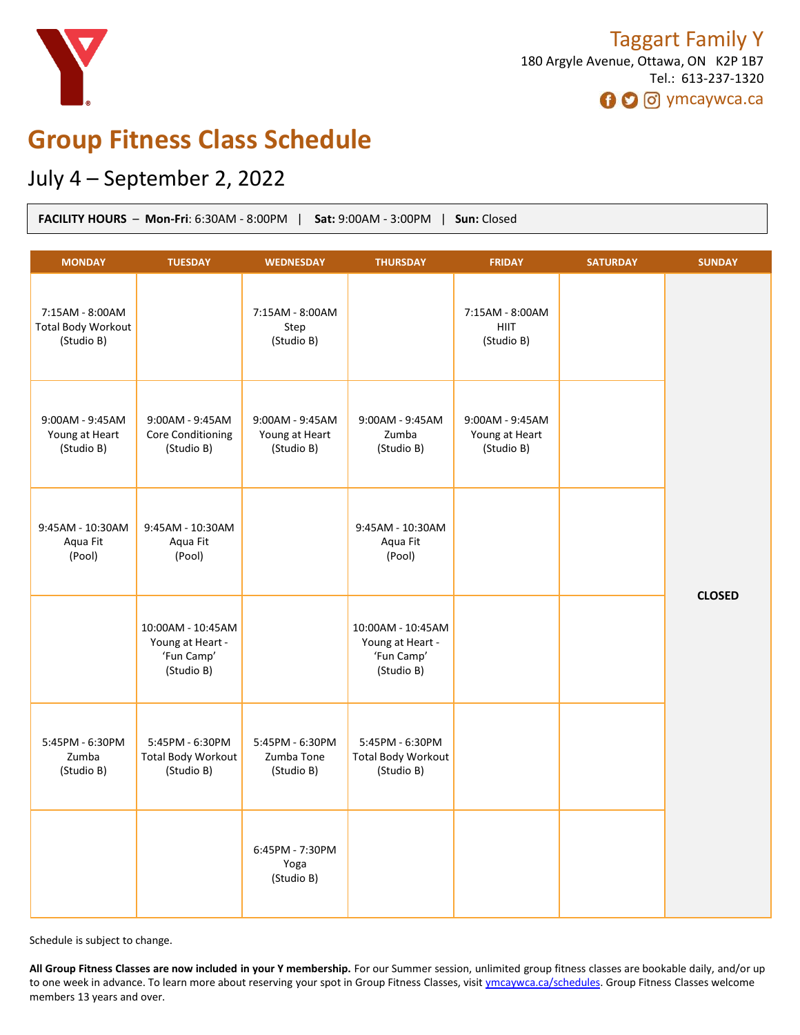Taggart Family Y

180 Argyle Avenue, Ottawa, ON K2P 1B7

Tel.: 613-237-1320

ymcaywca.ca

# Group Fitness Class Schedule

## July 4 – September 2, 2022

**FACILITY HOURS** – **Mon-Fri**: 6:30AM - 8:00PM | **Sat:** 9:00AM - 3:00PM | **Sun:** Closed

| MONDAY | TUESDAY | WEDNESDAY | THURSDAY | FRIDAY | SATURDAY | SUNDAY |
|---|---|---|---|---|---|---|
| 7:15AM - 8:00AM Total Body Workout (Studio B) | | 7:15AM - 8:00AM Step (Studio B) | | 7:15AM - 8:00AM HIIT (Studio B) | | **CLOSED** |
| 9:00AM - 9:45AM Young at Heart (Studio B) | 9:00AM - 9:45AM Core Conditioning (Studio B) | 9:00AM - 9:45AM Young at Heart (Studio B) | 9:00AM - 9:45AM Zumba (Studio B) | 9:00AM - 9:45AM Young at Heart (Studio B) | | |
| 9:45AM - 10:30AM Aqua Fit (Pool) | 9:45AM - 10:30AM Aqua Fit (Pool) | | 9:45AM - 10:30AM Aqua Fit (Pool) | | | |
| | 10:00AM - 10:45AM Young at Heart - 'Fun Camp' (Studio B) | | 10:00AM - 10:45AM Young at Heart - 'Fun Camp' (Studio B) | | | |
| 5:45PM - 6:30PM Zumba (Studio B) | 5:45PM - 6:30PM Total Body Workout (Studio B) | 5:45PM - 6:30PM Zumba Tone (Studio B) | 5:45PM - 6:30PM Total Body Workout (Studio B) | | | |
| | | 6:45PM - 7:30PM Yoga (Studio B) | | | | |

Schedule is subject to change.

**All Group Fitness Classes are now included in your Y membership.** For our Summer session, unlimited group fitness classes are bookable daily, and/or up to one week in advance. To learn more about reserving your spot in Group Fitness Classes, visit ymcaywca.ca/schedules. Group Fitness Classes welcome members 13 years and over.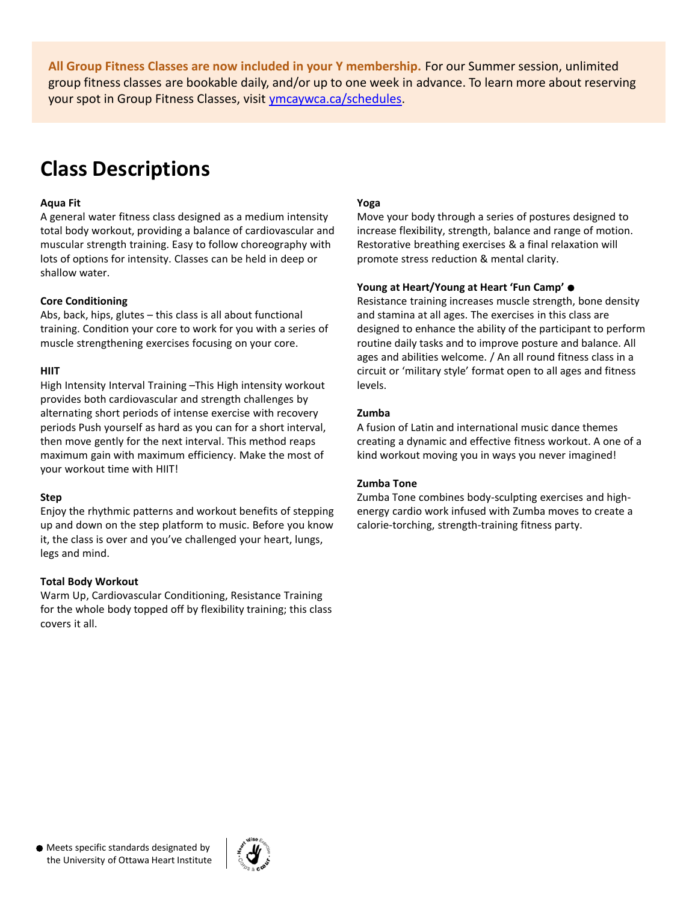**All Group Fitness Classes are now included in your Y membership.** For our Summer session, unlimited group fitness classes are bookable daily, and/or up to one week in advance. To learn more about reserving your spot in Group Fitness Classes, visit ymcaywca.ca/schedules.

# Class Descriptions

**Aqua Fit**
A general water fitness class designed as a medium intensity total body workout, providing a balance of cardiovascular and muscular strength training. Easy to follow choreography with lots of options for intensity. Classes can be held in deep or shallow water.

**Core Conditioning**
Abs, back, hips, glutes – this class is all about functional training. Condition your core to work for you with a series of muscle strengthening exercises focusing on your core.

**HIIT**
High Intensity Interval Training –This High intensity workout provides both cardiovascular and strength challenges by alternating short periods of intense exercise with recovery periods Push yourself as hard as you can for a short interval, then move gently for the next interval. This method reaps maximum gain with maximum efficiency. Make the most of your workout time with HIIT!

**Step**
Enjoy the rhythmic patterns and workout benefits of stepping up and down on the step platform to music. Before you know it, the class is over and you've challenged your heart, lungs, legs and mind.

**Total Body Workout**
Warm Up, Cardiovascular Conditioning, Resistance Training for the whole body topped off by flexibility training; this class covers it all.

**Yoga**
Move your body through a series of postures designed to increase flexibility, strength, balance and range of motion. Restorative breathing exercises & a final relaxation will promote stress reduction & mental clarity.

**Young at Heart/Young at Heart 'Fun Camp' ●**
Resistance training increases muscle strength, bone density and stamina at all ages. The exercises in this class are designed to enhance the ability of the participant to perform routine daily tasks and to improve posture and balance. All ages and abilities welcome. / An all round fitness class in a circuit or 'military style' format open to all ages and fitness levels.

**Zumba**
A fusion of Latin and international music dance themes creating a dynamic and effective fitness workout. A one of a kind workout moving you in ways you never imagined!

**Zumba Tone**
Zumba Tone combines body-sculpting exercises and high-energy cardio work infused with Zumba moves to create a calorie-torching, strength-training fitness party.

● Meets specific standards designated by the University of Ottawa Heart Institute

Heart Wise Exercise · Corps & Cœur